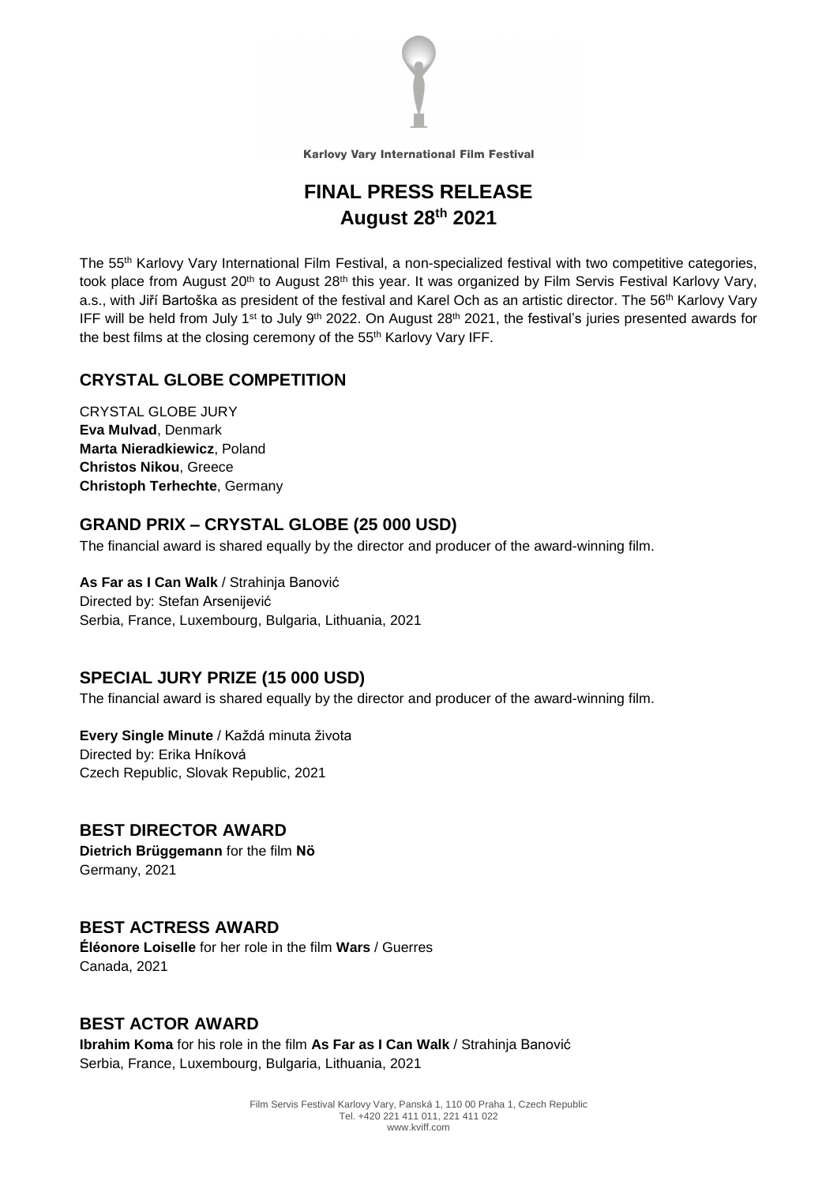Karlovy Vary International Film Festival

# FINAL PRESS RELEASE
# August 28th 2021

The 55th Karlovy Vary International Film Festival, a non-specialized festival with two competitive categories, took place from August 20th to August 28th this year. It was organized by Film Servis Festival Karlovy Vary, a.s., with Jiří Bartoška as president of the festival and Karel Och as an artistic director. The 56th Karlovy Vary IFF will be held from July 1st to July 9th 2022. On August 28th 2021, the festival's juries presented awards for the best films at the closing ceremony of the 55th Karlovy Vary IFF.

## CRYSTAL GLOBE COMPETITION

CRYSTAL GLOBE JURY
**Eva Mulvad**, Denmark
**Marta Nieradkiewicz**, Poland
**Christos Nikou**, Greece
**Christoph Terhechte**, Germany

## GRAND PRIX – CRYSTAL GLOBE (25 000 USD)

The financial award is shared equally by the director and producer of the award-winning film.

**As Far as I Can Walk** / Strahinja Banović
Directed by: Stefan Arsenijević
Serbia, France, Luxembourg, Bulgaria, Lithuania, 2021

## SPECIAL JURY PRIZE (15 000 USD)

The financial award is shared equally by the director and producer of the award-winning film.

**Every Single Minute** / Každá minuta života
Directed by: Erika Hníková
Czech Republic, Slovak Republic, 2021

## BEST DIRECTOR AWARD

**Dietrich Brüggemann** for the film **Nö**
Germany, 2021

## BEST ACTRESS AWARD

**Éléonore Loiselle** for her role in the film **Wars** / Guerres
Canada, 2021

## BEST ACTOR AWARD

**Ibrahim Koma** for his role in the film **As Far as I Can Walk** / Strahinja Banović
Serbia, France, Luxembourg, Bulgaria, Lithuania, 2021

Film Servis Festival Karlovy Vary, Panská 1, 110 00 Praha 1, Czech Republic
Tel. +420 221 411 011, 221 411 022
www.kviff.com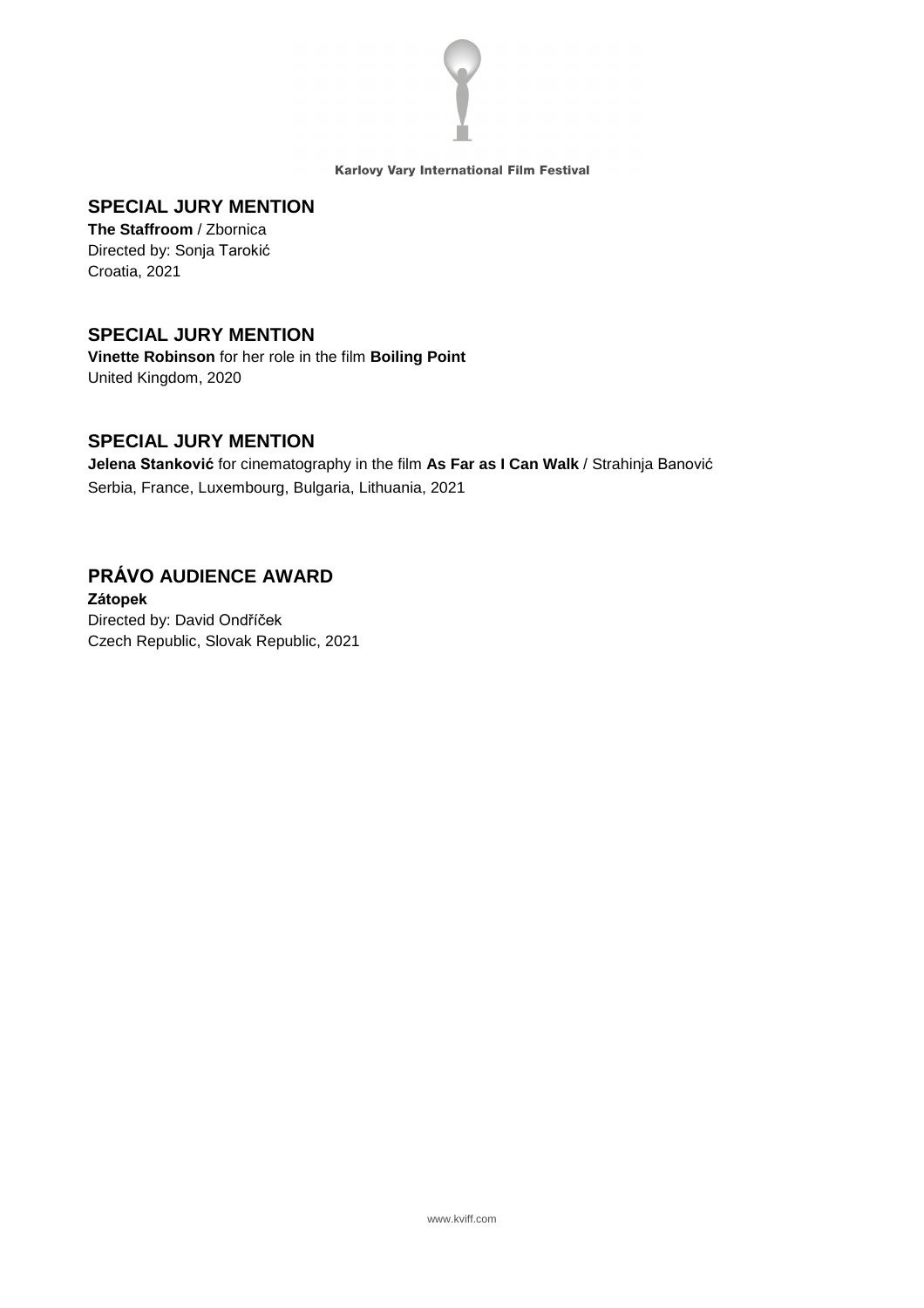## SPECIAL JURY MENTION

**The Staffroom** / Zbornica
Directed by: Sonja Tarokić
Croatia, 2021

## SPECIAL JURY MENTION

**Vinette Robinson** for her role in the film **Boiling Point**
United Kingdom, 2020

## SPECIAL JURY MENTION

**Jelena Stanković** for cinematography in the film **As Far as I Can Walk** / Strahinja Banović
Serbia, France, Luxembourg, Bulgaria, Lithuania, 2021

## PRÁVO AUDIENCE AWARD

**Zátopek**
Directed by: David Ondříček
Czech Republic, Slovak Republic, 2021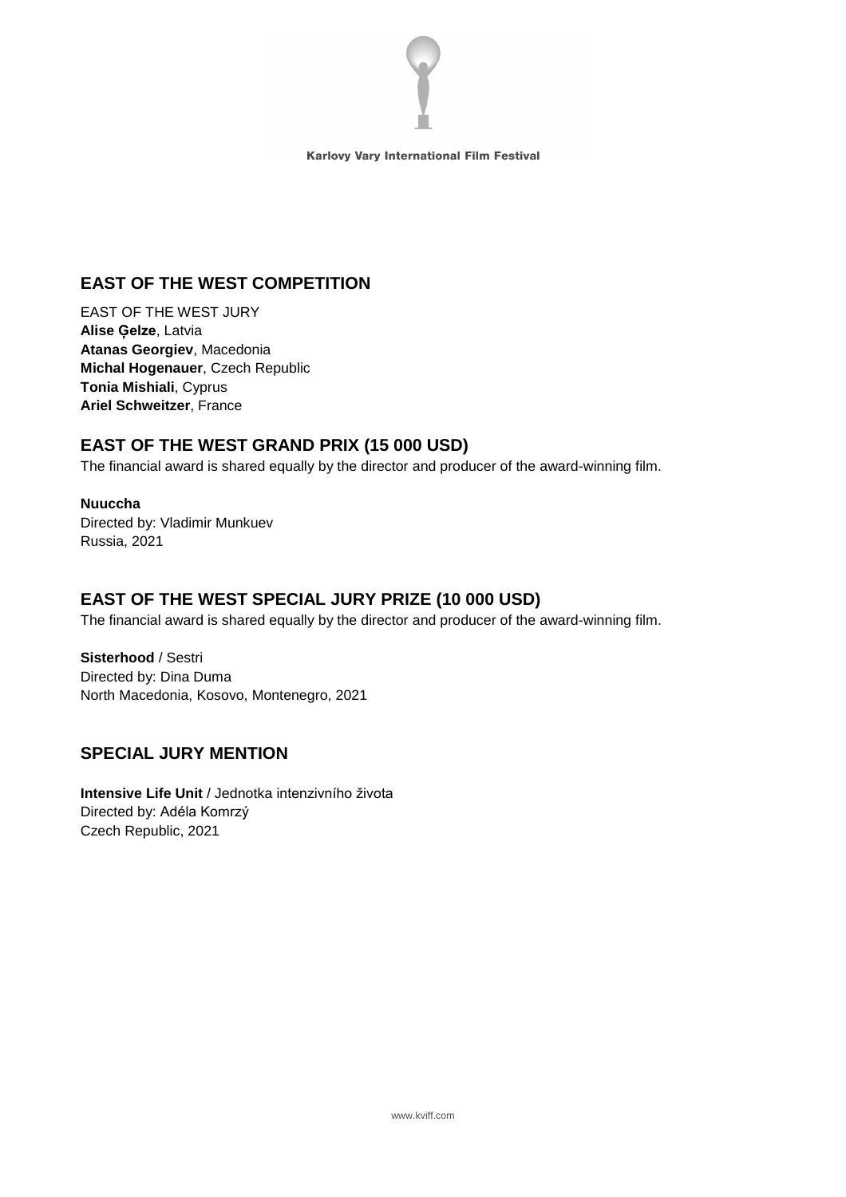## EAST OF THE WEST COMPETITION

EAST OF THE WEST JURY
**Alise Ģelze**, Latvia
**Atanas Georgiev**, Macedonia
**Michal Hogenauer**, Czech Republic
**Tonia Mishiali**, Cyprus
**Ariel Schweitzer**, France

## EAST OF THE WEST GRAND PRIX (15 000 USD)

The financial award is shared equally by the director and producer of the award-winning film.

**Nuuccha**
Directed by: Vladimir Munkuev
Russia, 2021

## EAST OF THE WEST SPECIAL JURY PRIZE (10 000 USD)

The financial award is shared equally by the director and producer of the award-winning film.

**Sisterhood** / Sestri
Directed by: Dina Duma
North Macedonia, Kosovo, Montenegro, 2021

## SPECIAL JURY MENTION

**Intensive Life Unit** / Jednotka intenzivního života
Directed by: Adéla Komrzý
Czech Republic, 2021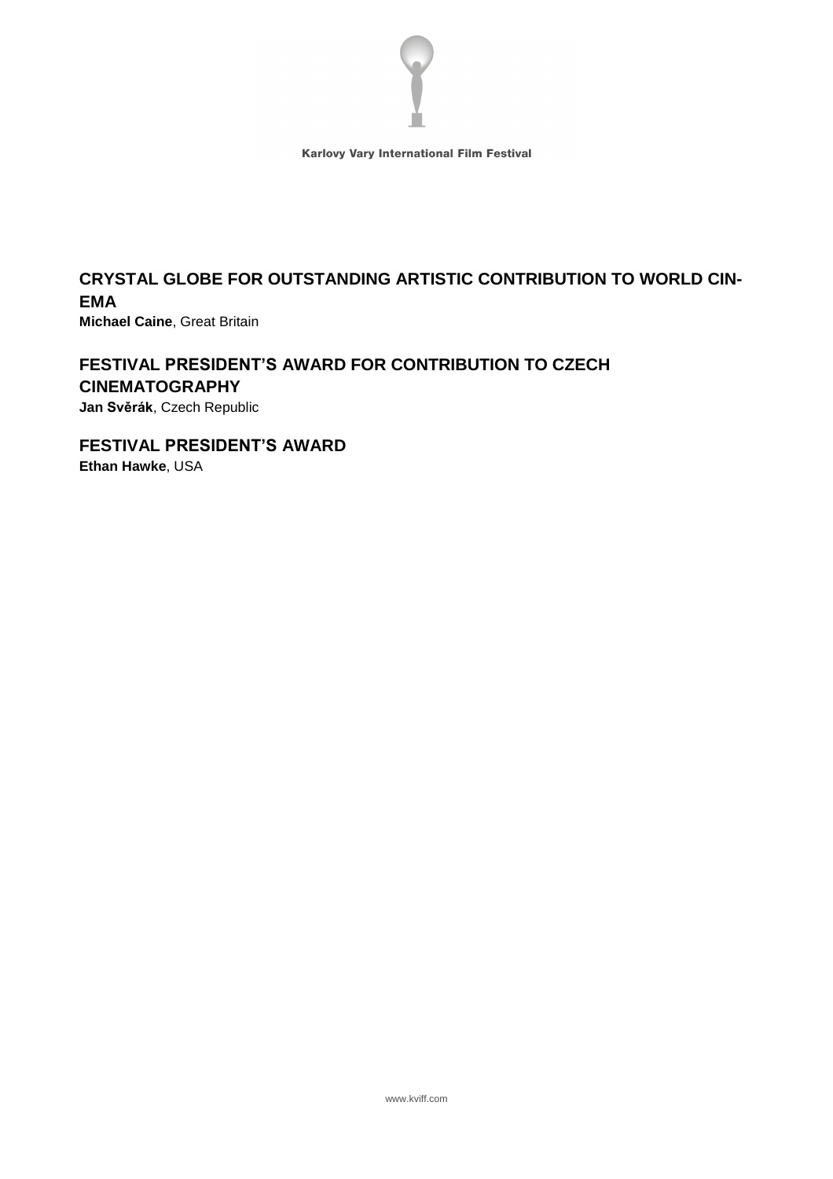## CRYSTAL GLOBE FOR OUTSTANDING ARTISTIC CONTRIBUTION TO WORLD CINEMA

**Michael Caine**, Great Britain

## FESTIVAL PRESIDENT'S AWARD FOR CONTRIBUTION TO CZECH CINEMATOGRAPHY

**Jan Svěrák**, Czech Republic

## FESTIVAL PRESIDENT'S AWARD

**Ethan Hawke**, USA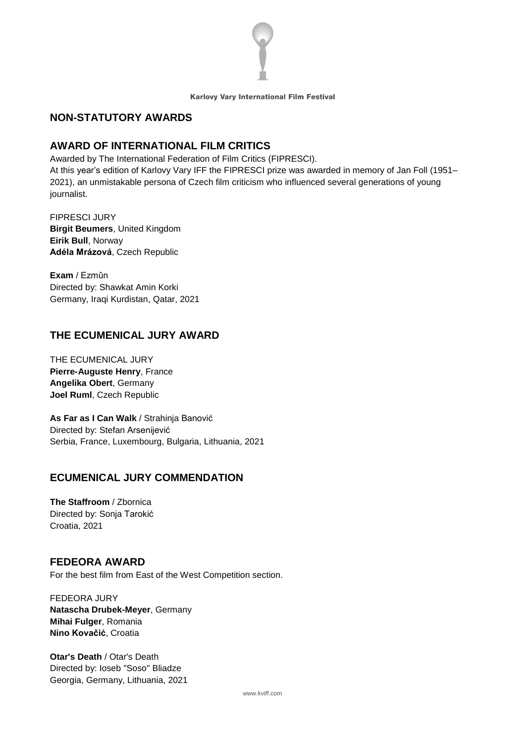## NON-STATUTORY AWARDS

## AWARD OF INTERNATIONAL FILM CRITICS

Awarded by The International Federation of Film Critics (FIPRESCI).
At this year's edition of Karlovy Vary IFF the FIPRESCI prize was awarded in memory of Jan Foll (1951–2021), an unmistakable persona of Czech film criticism who influenced several generations of young journalist.

FIPRESCI JURY
**Birgit Beumers**, United Kingdom
**Eirik Bull**, Norway
**Adéla Mrázová**, Czech Republic

**Exam** / Ezmûn
Directed by: Shawkat Amin Korki
Germany, Iraqi Kurdistan, Qatar, 2021

## THE ECUMENICAL JURY AWARD

THE ECUMENICAL JURY
**Pierre-Auguste Henry**, France
**Angelika Obert**, Germany
**Joel Ruml**, Czech Republic

**As Far as I Can Walk** / Strahinja Banović
Directed by: Stefan Arsenijević
Serbia, France, Luxembourg, Bulgaria, Lithuania, 2021

## ECUMENICAL JURY COMMENDATION

**The Staffroom** / Zbornica
Directed by: Sonja Tarokić
Croatia, 2021

## FEDEORA AWARD

For the best film from East of the West Competition section.

FEDEORA JURY
**Natascha Drubek-Meyer**, Germany
**Mihai Fulger**, Romania
**Nino Kovačić**, Croatia

**Otar's Death** / Otar's Death
Directed by: Ioseb "Soso" Bliadze
Georgia, Germany, Lithuania, 2021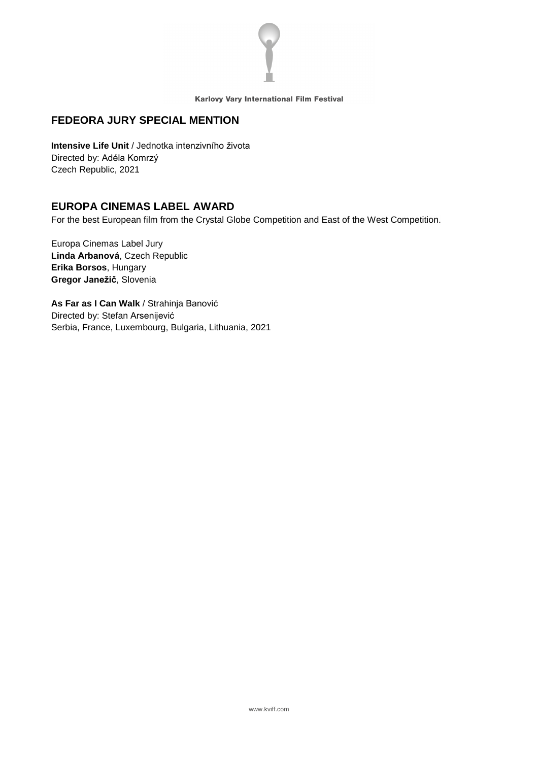## FEDEORA JURY SPECIAL MENTION

**Intensive Life Unit** / Jednotka intenzivního života
Directed by: Adéla Komrzý
Czech Republic, 2021

## EUROPA CINEMAS LABEL AWARD

For the best European film from the Crystal Globe Competition and East of the West Competition.

Europa Cinemas Label Jury
**Linda Arbanová**, Czech Republic
**Erika Borsos**, Hungary
**Gregor Janežič**, Slovenia

**As Far as I Can Walk** / Strahinja Banović
Directed by: Stefan Arsenijević
Serbia, France, Luxembourg, Bulgaria, Lithuania, 2021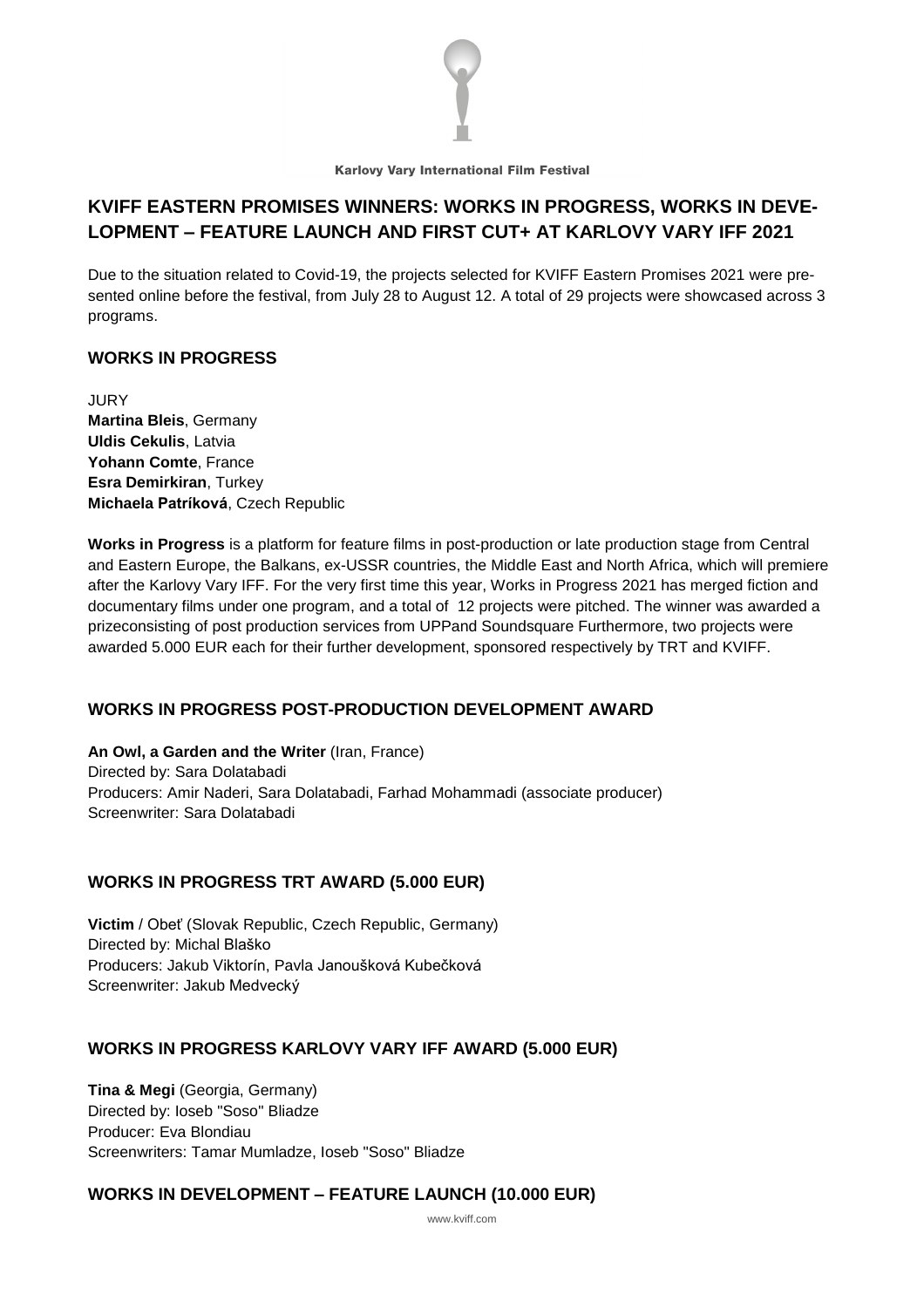# KVIFF EASTERN PROMISES WINNERS: WORKS IN PROGRESS, WORKS IN DEVELOPMENT – FEATURE LAUNCH AND FIRST CUT+ AT KARLOVY VARY IFF 2021

Due to the situation related to Covid-19, the projects selected for KVIFF Eastern Promises 2021 were presented online before the festival, from July 28 to August 12. A total of 29 projects were showcased across 3 programs.

## WORKS IN PROGRESS

JURY
**Martina Bleis**, Germany
**Uldis Cekulis**, Latvia
**Yohann Comte**, France
**Esra Demirkiran**, Turkey
**Michaela Patríková**, Czech Republic

**Works in Progress** is a platform for feature films in post-production or late production stage from Central and Eastern Europe, the Balkans, ex-USSR countries, the Middle East and North Africa, which will premiere after the Karlovy Vary IFF. For the very first time this year, Works in Progress 2021 has merged fiction and documentary films under one program, and a total of 12 projects were pitched. The winner was awarded a prizeconsisting of post production services from UPPand Soundsquare Furthermore, two projects were awarded 5.000 EUR each for their further development, sponsored respectively by TRT and KVIFF.

## WORKS IN PROGRESS POST-PRODUCTION DEVELOPMENT AWARD

**An Owl, a Garden and the Writer** (Iran, France)
Directed by: Sara Dolatabadi
Producers: Amir Naderi, Sara Dolatabadi, Farhad Mohammadi (associate producer)
Screenwriter: Sara Dolatabadi

## WORKS IN PROGRESS TRT AWARD (5.000 EUR)

**Victim** / Obeť (Slovak Republic, Czech Republic, Germany)
Directed by: Michal Blaško
Producers: Jakub Viktorín, Pavla Janoušková Kubečková
Screenwriter: Jakub Medvecký

## WORKS IN PROGRESS KARLOVY VARY IFF AWARD (5.000 EUR)

**Tina & Megi** (Georgia, Germany)
Directed by: Ioseb "Soso" Bliadze
Producer: Eva Blondiau
Screenwriters: Tamar Mumladze, Ioseb "Soso" Bliadze

## WORKS IN DEVELOPMENT – FEATURE LAUNCH (10.000 EUR)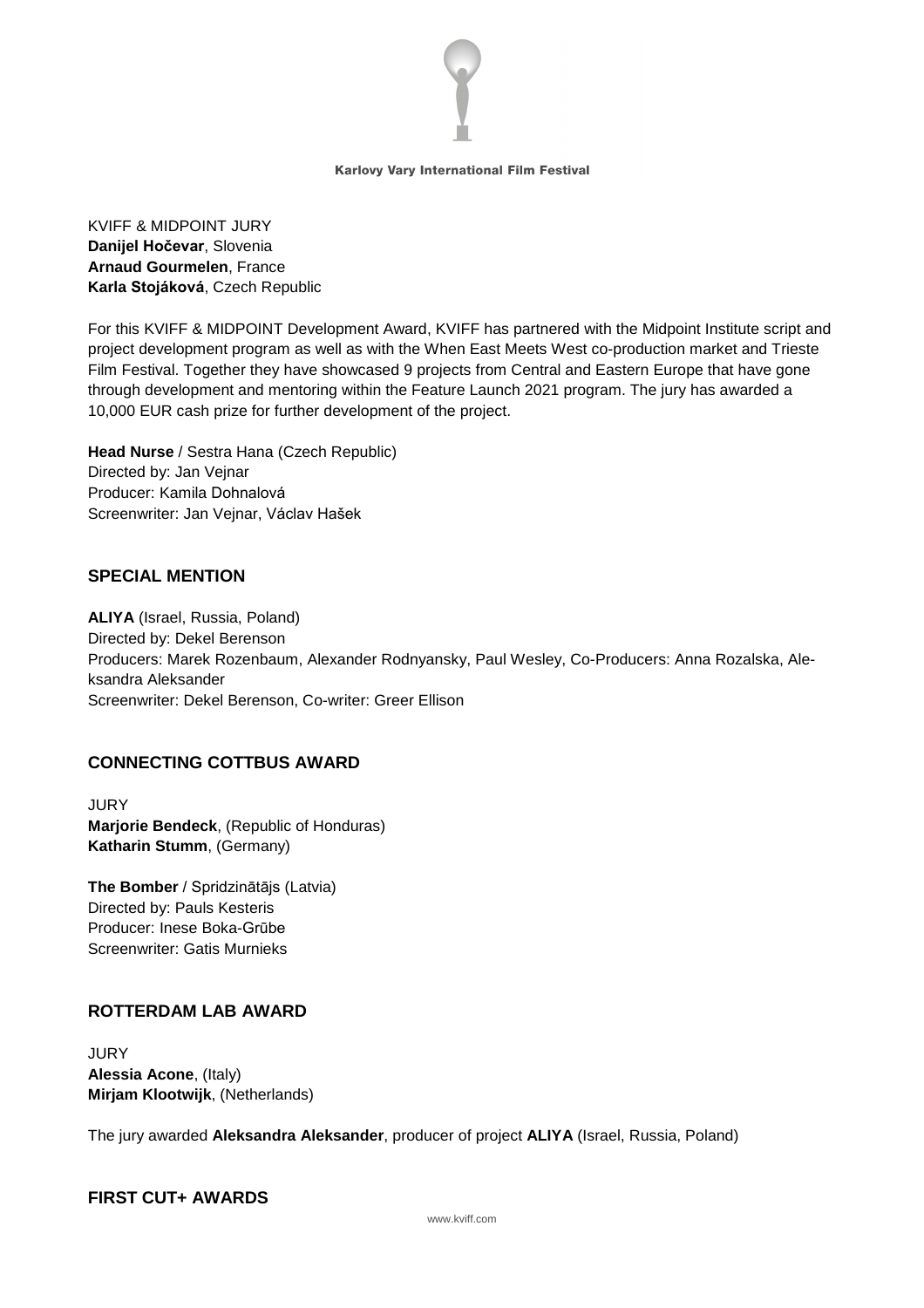KVIFF & MIDPOINT JURY
**Danijel Hočevar**, Slovenia
**Arnaud Gourmelen**, France
**Karla Stojáková**, Czech Republic

For this KVIFF & MIDPOINT Development Award, KVIFF has partnered with the Midpoint Institute script and project development program as well as with the When East Meets West co-production market and Trieste Film Festival. Together they have showcased 9 projects from Central and Eastern Europe that have gone through development and mentoring within the Feature Launch 2021 program. The jury has awarded a 10,000 EUR cash prize for further development of the project.

**Head Nurse** / Sestra Hana (Czech Republic)
Directed by: Jan Vejnar
Producer: Kamila Dohnalová
Screenwriter: Jan Vejnar, Václav Hašek

## SPECIAL MENTION

**ALIYA** (Israel, Russia, Poland)
Directed by: Dekel Berenson
Producers: Marek Rozenbaum, Alexander Rodnyansky, Paul Wesley, Co-Producers: Anna Rozalska, Aleksandra Aleksander
Screenwriter: Dekel Berenson, Co-writer: Greer Ellison

## CONNECTING COTTBUS AWARD

JURY
**Marjorie Bendeck**, (Republic of Honduras)
**Katharin Stumm**, (Germany)

**The Bomber** / Spridzinātājs (Latvia)
Directed by: Pauls Kesteris
Producer: Inese Boka-Grūbe
Screenwriter: Gatis Murnieks

## ROTTERDAM LAB AWARD

JURY
**Alessia Acone**, (Italy)
**Mirjam Klootwijk**, (Netherlands)

The jury awarded **Aleksandra Aleksander**, producer of project **ALIYA** (Israel, Russia, Poland)

## FIRST CUT+ AWARDS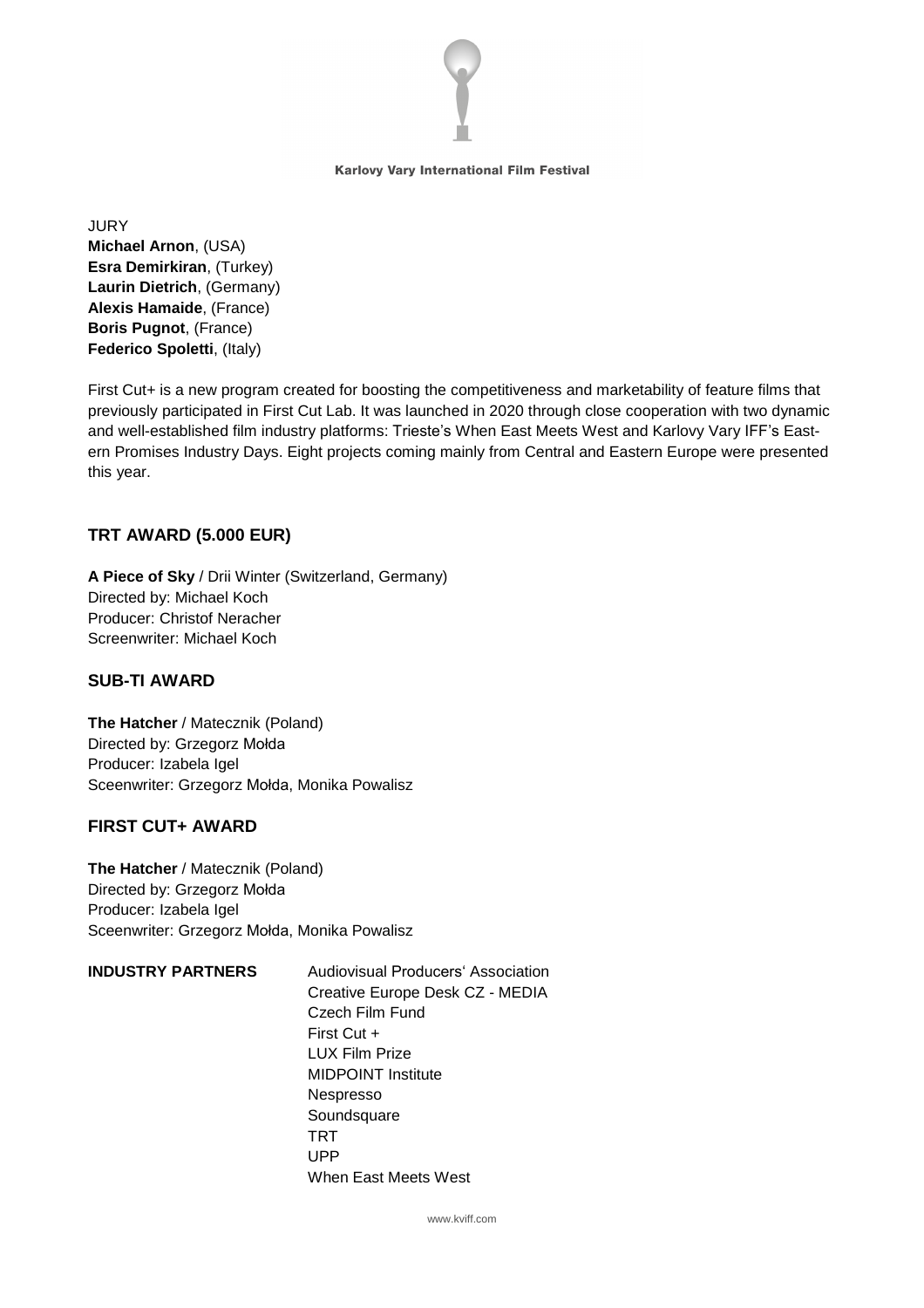JURY
**Michael Arnon**, (USA)
**Esra Demirkiran**, (Turkey)
**Laurin Dietrich**, (Germany)
**Alexis Hamaide**, (France)
**Boris Pugnot**, (France)
**Federico Spoletti**, (Italy)

First Cut+ is a new program created for boosting the competitiveness and marketability of feature films that previously participated in First Cut Lab. It was launched in 2020 through close cooperation with two dynamic and well-established film industry platforms: Trieste's When East Meets West and Karlovy Vary IFF's Eastern Promises Industry Days. Eight projects coming mainly from Central and Eastern Europe were presented this year.

## TRT AWARD (5.000 EUR)

**A Piece of Sky** / Drii Winter (Switzerland, Germany)
Directed by: Michael Koch
Producer: Christof Neracher
Screenwriter: Michael Koch

## SUB-TI AWARD

**The Hatcher** / Matecznik (Poland)
Directed by: Grzegorz Mołda
Producer: Izabela Igel
Sceenwriter: Grzegorz Mołda, Monika Powalisz

## FIRST CUT+ AWARD

**The Hatcher** / Matecznik (Poland)
Directed by: Grzegorz Mołda
Producer: Izabela Igel
Sceenwriter: Grzegorz Mołda, Monika Powalisz

**INDUSTRY PARTNERS**

Audiovisual Producers' Association
Creative Europe Desk CZ - MEDIA
Czech Film Fund
First Cut +
LUX Film Prize
MIDPOINT Institute
Nespresso
Soundsquare
TRT
UPP
When East Meets West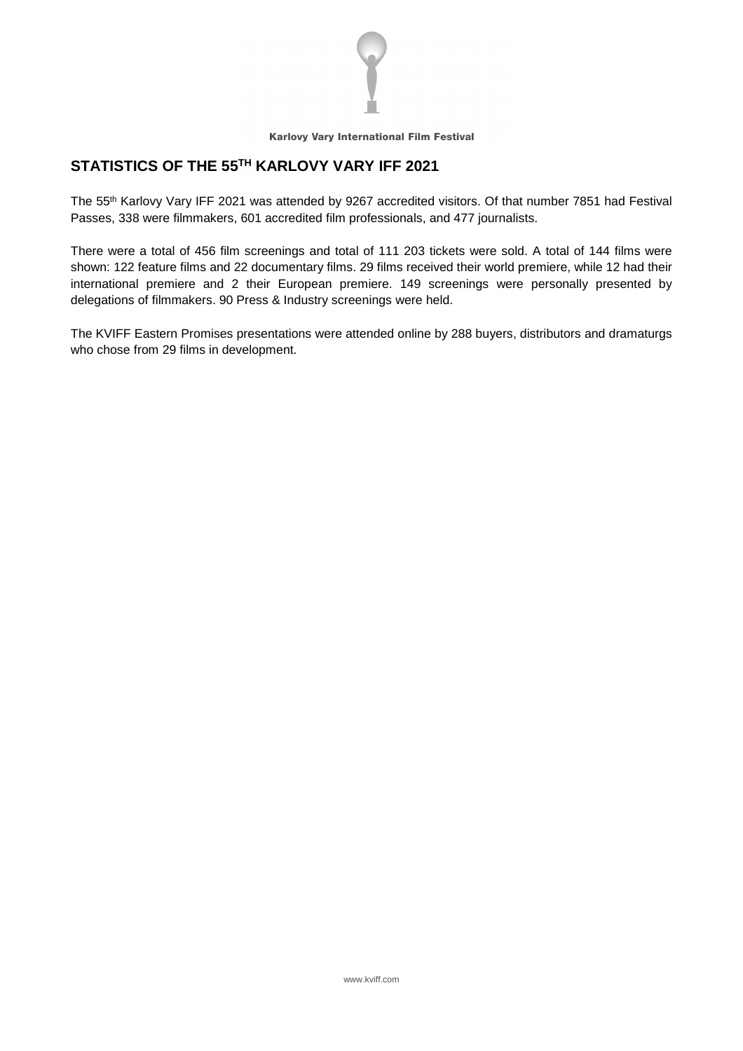Karlovy Vary International Film Festival

## STATISTICS OF THE 55TH KARLOVY VARY IFF 2021

The 55th Karlovy Vary IFF 2021 was attended by 9267 accredited visitors. Of that number 7851 had Festival Passes, 338 were filmmakers, 601 accredited film professionals, and 477 journalists.

There were a total of 456 film screenings and total of 111 203 tickets were sold. A total of 144 films were shown: 122 feature films and 22 documentary films. 29 films received their world premiere, while 12 had their international premiere and 2 their European premiere. 149 screenings were personally presented by delegations of filmmakers. 90 Press & Industry screenings were held.

The KVIFF Eastern Promises presentations were attended online by 288 buyers, distributors and dramaturgs who chose from 29 films in development.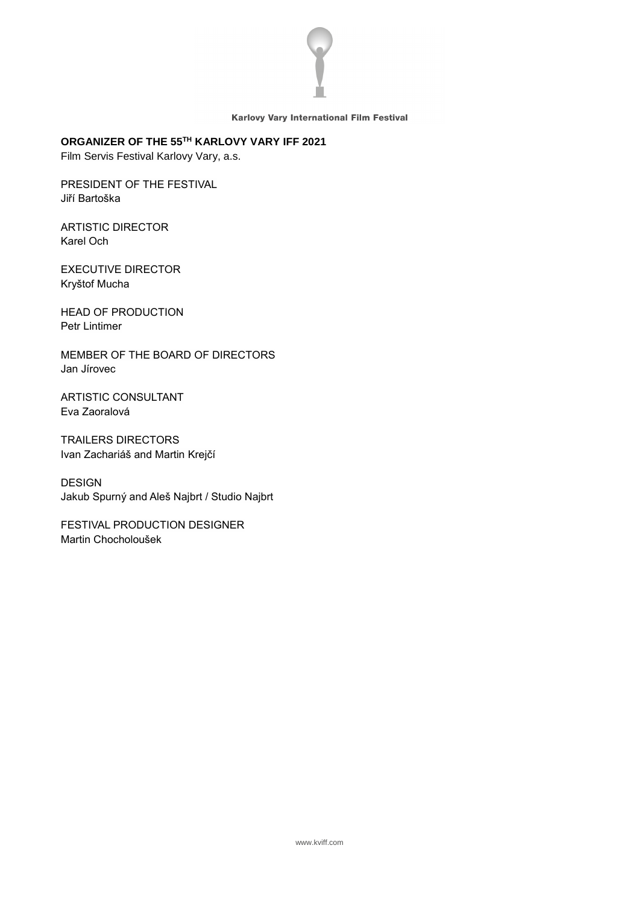**ORGANIZER OF THE 55TH KARLOVY VARY IFF 2021**
Film Servis Festival Karlovy Vary, a.s.

PRESIDENT OF THE FESTIVAL
Jiří Bartoška

ARTISTIC DIRECTOR
Karel Och

EXECUTIVE DIRECTOR
Kryštof Mucha

HEAD OF PRODUCTION
Petr Lintimer

MEMBER OF THE BOARD OF DIRECTORS
Jan Jírovec

ARTISTIC CONSULTANT
Eva Zaoralová

TRAILERS DIRECTORS
Ivan Zachariáš and Martin Krejčí

DESIGN
Jakub Spurný and Aleš Najbrt / Studio Najbrt

FESTIVAL PRODUCTION DESIGNER
Martin Chocholoušek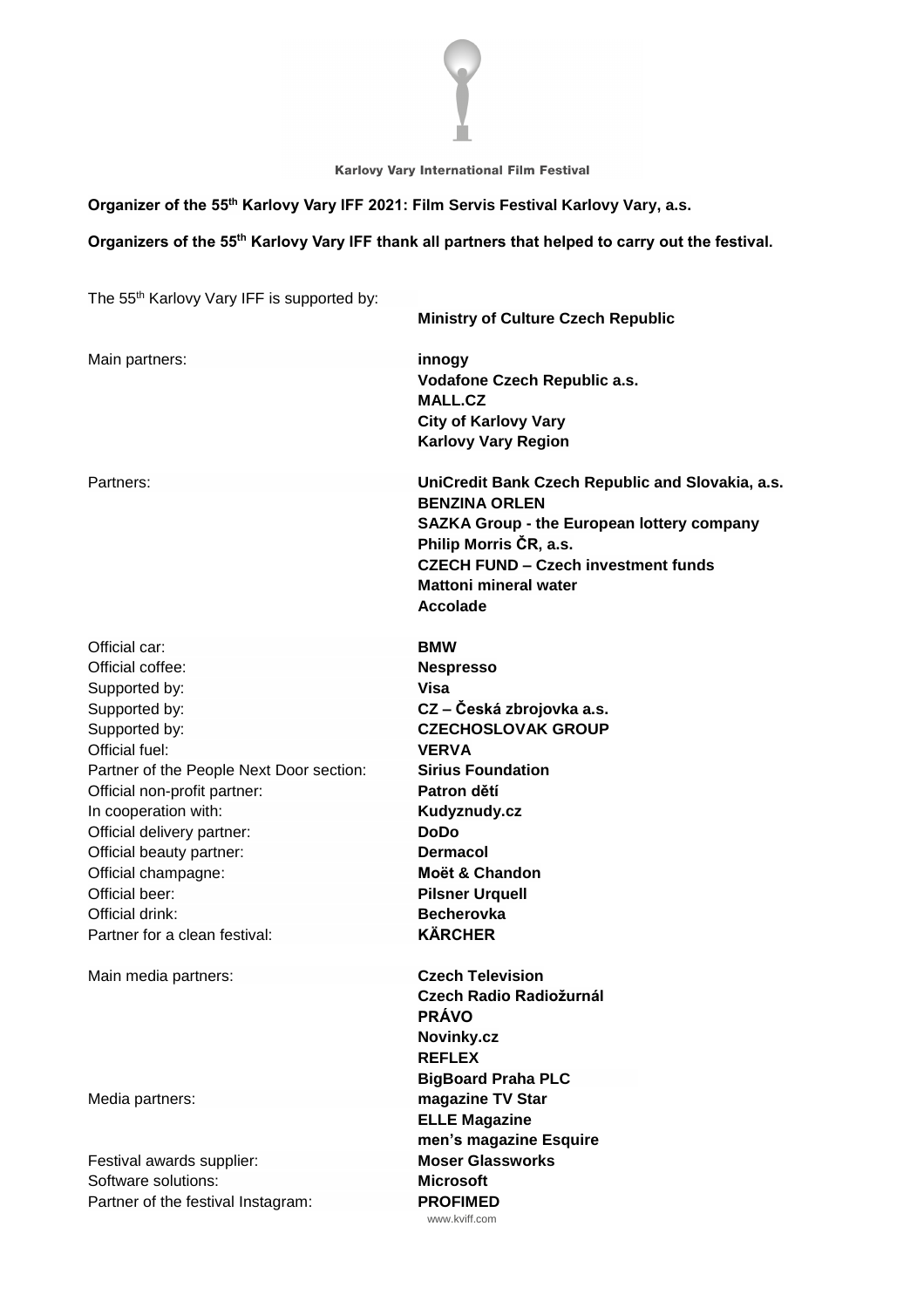Karlovy Vary International Film Festival

**Organizer of the 55th Karlovy Vary IFF 2021: Film Servis Festival Karlovy Vary, a.s.**

**Organizers of the 55th Karlovy Vary IFF thank all partners that helped to carry out the festival.**

| | |
|---|---|
| The 55th Karlovy Vary IFF is supported by: | **Ministry of Culture Czech Republic** |
| Main partners: | **innogy** |
| | **Vodafone Czech Republic a.s.** |
| | **MALL.CZ** |
| | **City of Karlovy Vary** |
| | **Karlovy Vary Region** |
| Partners: | **UniCredit Bank Czech Republic and Slovakia, a.s.** |
| | **BENZINA ORLEN** |
| | **SAZKA Group - the European lottery company** |
| | **Philip Morris ČR, a.s.** |
| | **CZECH FUND – Czech investment funds** |
| | **Mattoni mineral water** |
| | **Accolade** |
| Official car: | **BMW** |
| Official coffee: | **Nespresso** |
| Supported by: | **Visa** |
| Supported by: | **CZ – Česká zbrojovka a.s.** |
| Supported by: | **CZECHOSLOVAK GROUP** |
| Official fuel: | **VERVA** |
| Partner of the People Next Door section: | **Sirius Foundation** |
| Official non-profit partner: | **Patron dětí** |
| In cooperation with: | **Kudyznudy.cz** |
| Official delivery partner: | **DoDo** |
| Official beauty partner: | **Dermacol** |
| Official champagne: | **Moët & Chandon** |
| Official beer: | **Pilsner Urquell** |
| Official drink: | **Becherovka** |
| Partner for a clean festival: | **KÄRCHER** |
| Main media partners: | **Czech Television** |
| | **Czech Radio Radiožurnál** |
| | **PRÁVO** |
| | **Novinky.cz** |
| | **REFLEX** |
| | **BigBoard Praha PLC** |
| Media partners: | **magazine TV Star** |
| | **ELLE Magazine** |
| | **men's magazine Esquire** |
| Festival awards supplier: | **Moser Glassworks** |
| Software solutions: | **Microsoft** |
| Partner of the festival Instagram: | **PROFIMED** |

www.kviff.com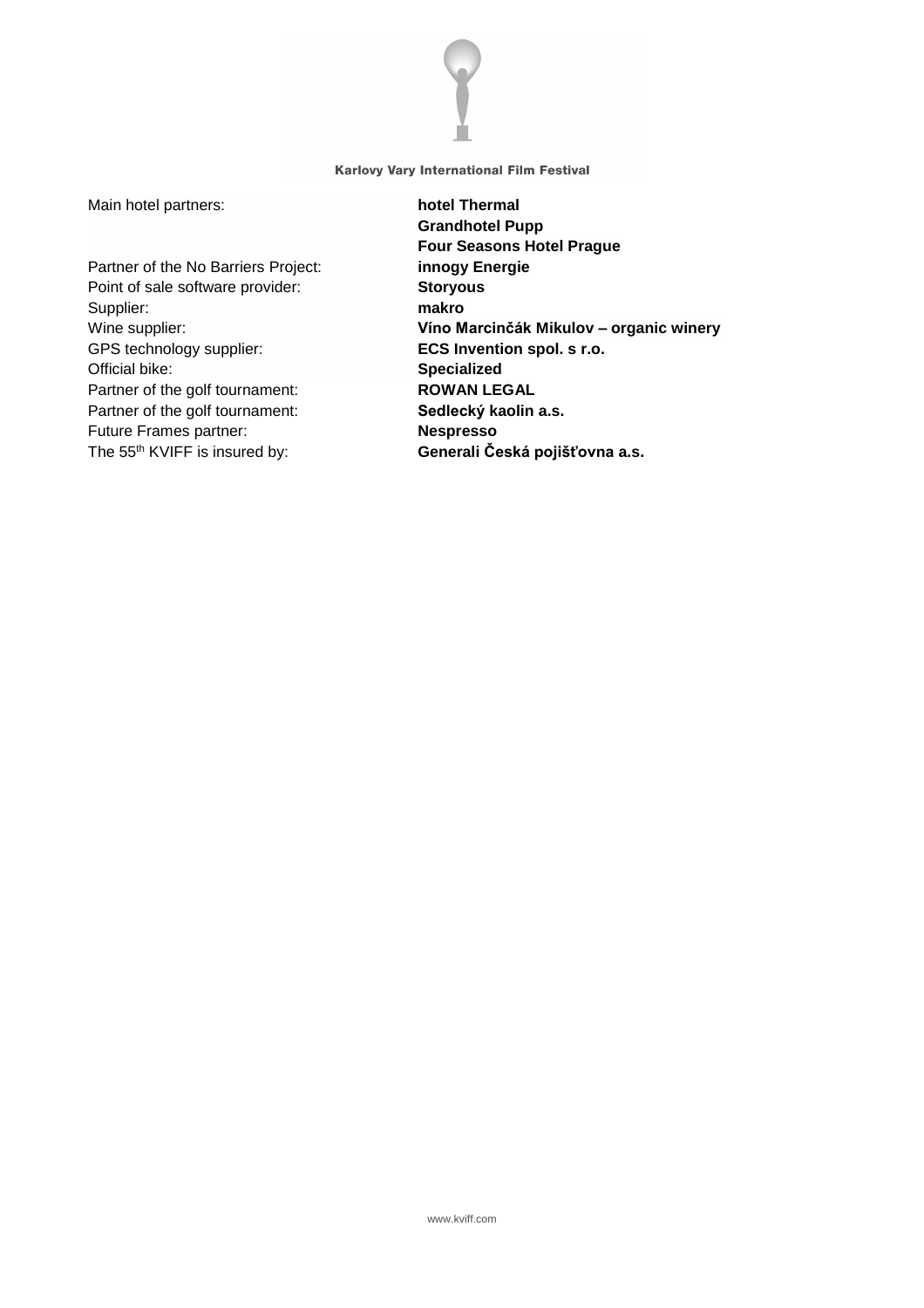Karlovy Vary International Film Festival

| | |
|---|---|
| Main hotel partners: | **hotel Thermal** |
| | **Grandhotel Pupp** |
| | **Four Seasons Hotel Prague** |
| Partner of the No Barriers Project: | **innogy Energie** |
| Point of sale software provider: | **Storyous** |
| Supplier: | **makro** |
| Wine supplier: | **Víno Marcinčák Mikulov – organic winery** |
| GPS technology supplier: | **ECS Invention spol. s r.o.** |
| Official bike: | **Specialized** |
| Partner of the golf tournament: | **ROWAN LEGAL** |
| Partner of the golf tournament: | **Sedlecký kaolin a.s.** |
| Future Frames partner: | **Nespresso** |
| The 55th KVIFF is insured by: | **Generali Česká pojišťovna a.s.** |

www.kviff.com